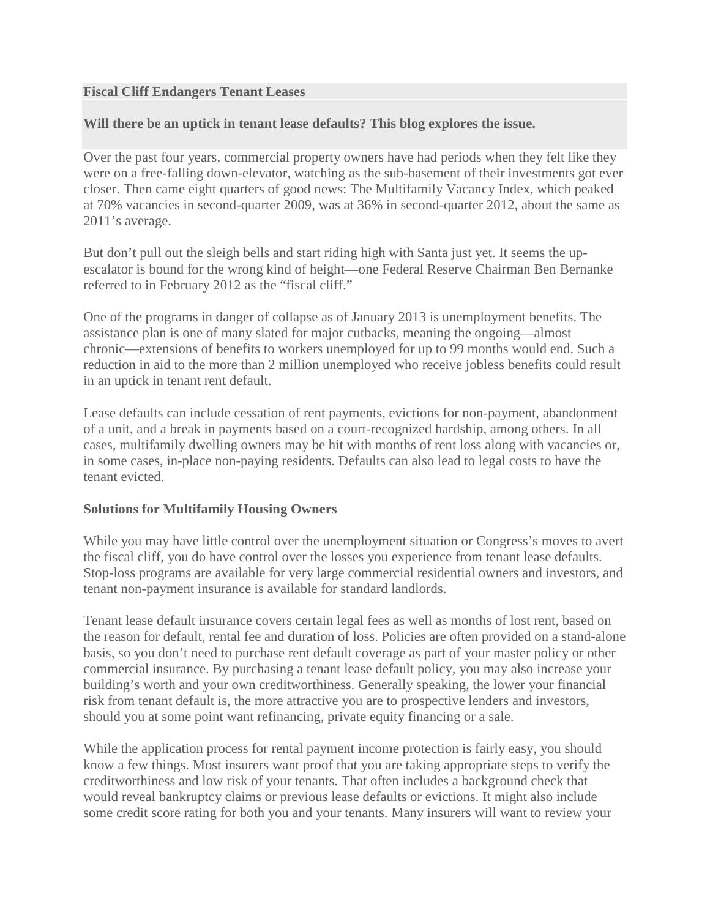**Fiscal Cliff Endangers Tenant Leases**

**Will there be an uptick in tenant lease defaults? This blog explores the issue.**

Over the past four years, commercial property owners have had periods when they felt like they were on a free-falling down-elevator, watching as the sub-basement of their investments got ever closer. Then came eight quarters of good news: The Multifamily Vacancy Index, which peaked at 70% vacancies in second-quarter 2009, was at 36% in second-quarter 2012, about the same as 2011's average.

But don't pull out the sleigh bells and start riding high with Santa just yet. It seems the up-escalator is bound for the wrong kind of height—one Federal Reserve Chairman Ben Bernanke referred to in February 2012 as the "fiscal cliff."

One of the programs in danger of collapse as of January 2013 is unemployment benefits. The assistance plan is one of many slated for major cutbacks, meaning the ongoing—almost chronic—extensions of benefits to workers unemployed for up to 99 months would end. Such a reduction in aid to the more than 2 million unemployed who receive jobless benefits could result in an uptick in tenant rent default.

Lease defaults can include cessation of rent payments, evictions for non-payment, abandonment of a unit, and a break in payments based on a court-recognized hardship, among others. In all cases, multifamily dwelling owners may be hit with months of rent loss along with vacancies or, in some cases, in-place non-paying residents. Defaults can also lead to legal costs to have the tenant evicted.

**Solutions for Multifamily Housing Owners**

While you may have little control over the unemployment situation or Congress's moves to avert the fiscal cliff, you do have control over the losses you experience from tenant lease defaults. Stop-loss programs are available for very large commercial residential owners and investors, and tenant non-payment insurance is available for standard landlords.

Tenant lease default insurance covers certain legal fees as well as months of lost rent, based on the reason for default, rental fee and duration of loss. Policies are often provided on a stand-alone basis, so you don't need to purchase rent default coverage as part of your master policy or other commercial insurance. By purchasing a tenant lease default policy, you may also increase your building's worth and your own creditworthiness. Generally speaking, the lower your financial risk from tenant default is, the more attractive you are to prospective lenders and investors, should you at some point want refinancing, private equity financing or a sale.

While the application process for rental payment income protection is fairly easy, you should know a few things. Most insurers want proof that you are taking appropriate steps to verify the creditworthiness and low risk of your tenants. That often includes a background check that would reveal bankruptcy claims or previous lease defaults or evictions. It might also include some credit score rating for both you and your tenants. Many insurers will want to review your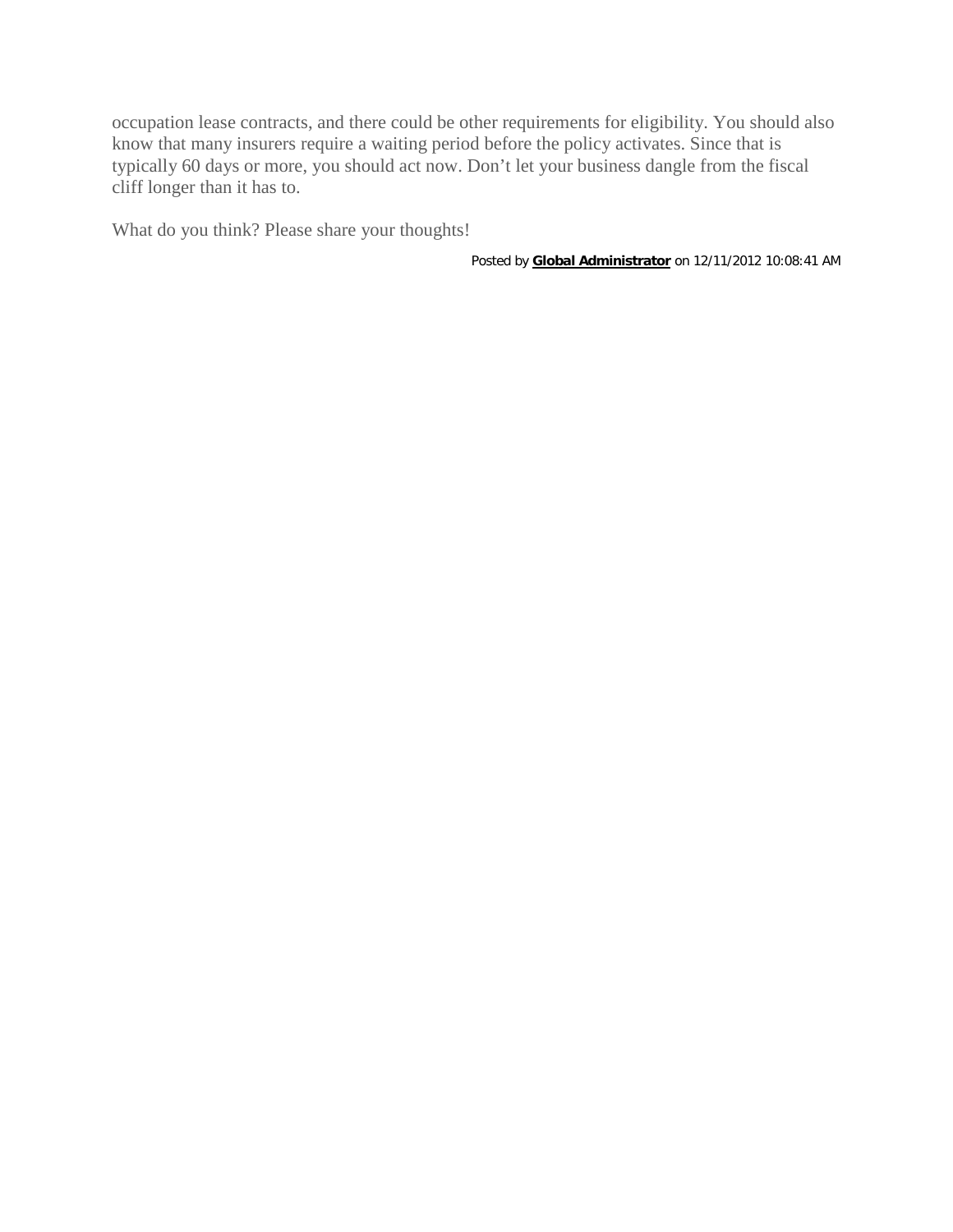occupation lease contracts, and there could be other requirements for eligibility. You should also know that many insurers require a waiting period before the policy activates. Since that is typically 60 days or more, you should act now. Don't let your business dangle from the fiscal cliff longer than it has to.

What do you think? Please share your thoughts!

Posted by **Global Administrator** on 12/11/2012 10:08:41 AM